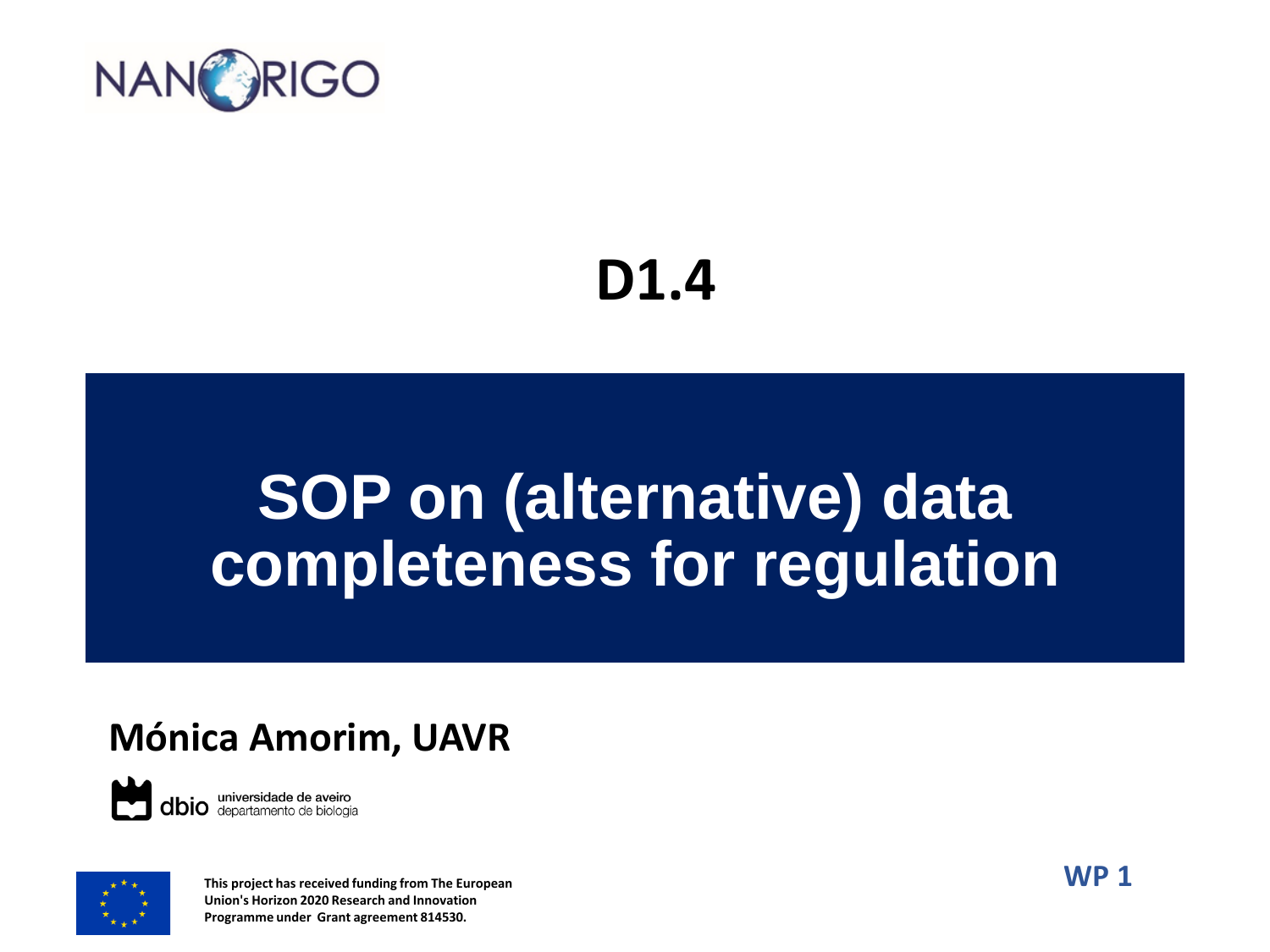NANORIGO

# D1.4

# SOP on (alternative) data completeness for regulation

**Mónica Amorim, UAVR**

dbio universidade de aveiro
departamento de biologia

**This project has received funding from The European Union's Horizon 2020 Research and Innovation Programme under Grant agreement 814530.**

**WP 1**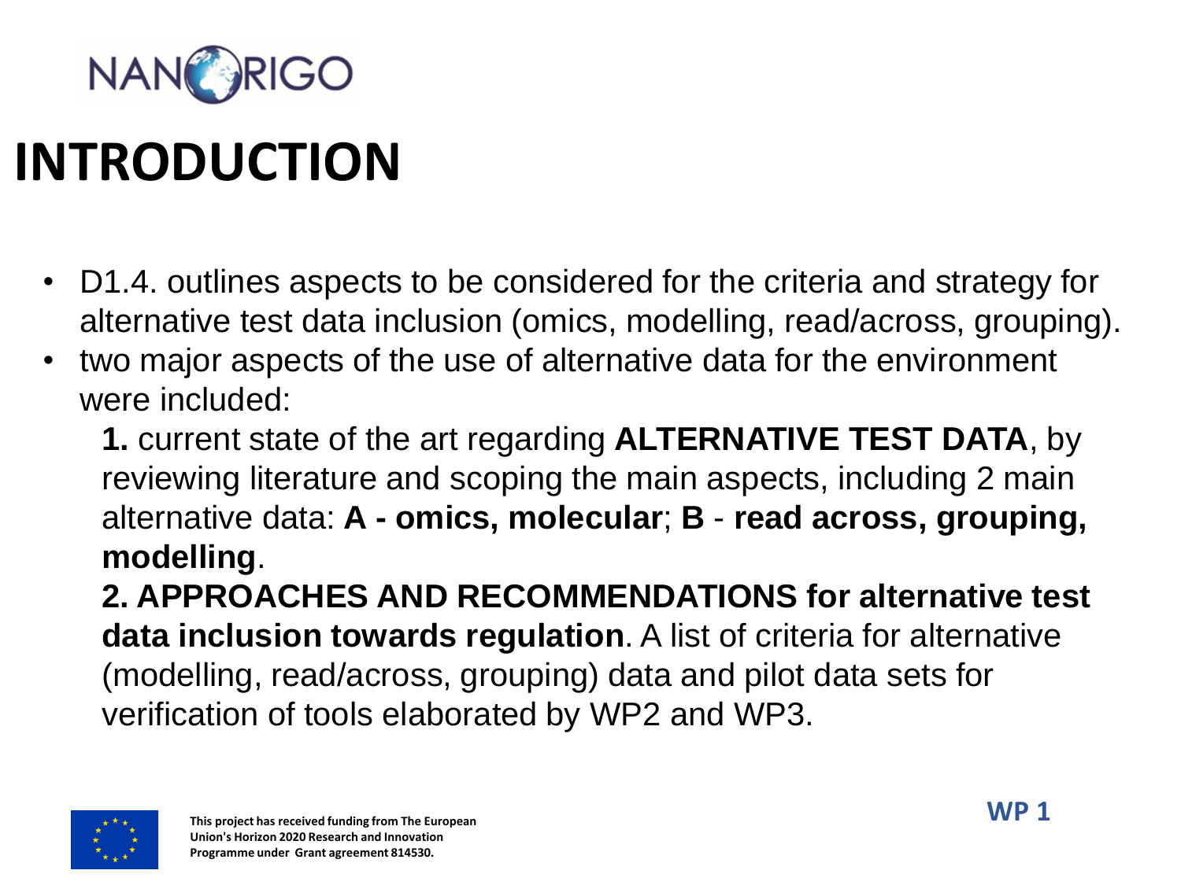# INTRODUCTION

- D1.4. outlines aspects to be considered for the criteria and strategy for alternative test data inclusion (omics, modelling, read/across, grouping).
- two major aspects of the use of alternative data for the environment were included:

  **1.** current state of the art regarding **ALTERNATIVE TEST DATA**, by reviewing literature and scoping the main aspects, including 2 main alternative data: **A - omics, molecular**; **B** - **read across, grouping, modelling**.

  **2. APPROACHES AND RECOMMENDATIONS for alternative test data inclusion towards regulation**. A list of criteria for alternative (modelling, read/across, grouping) data and pilot data sets for verification of tools elaborated by WP2 and WP3.

**This project has received funding from The European Union's Horizon 2020 Research and Innovation Programme under Grant agreement 814530.**

**WP 1**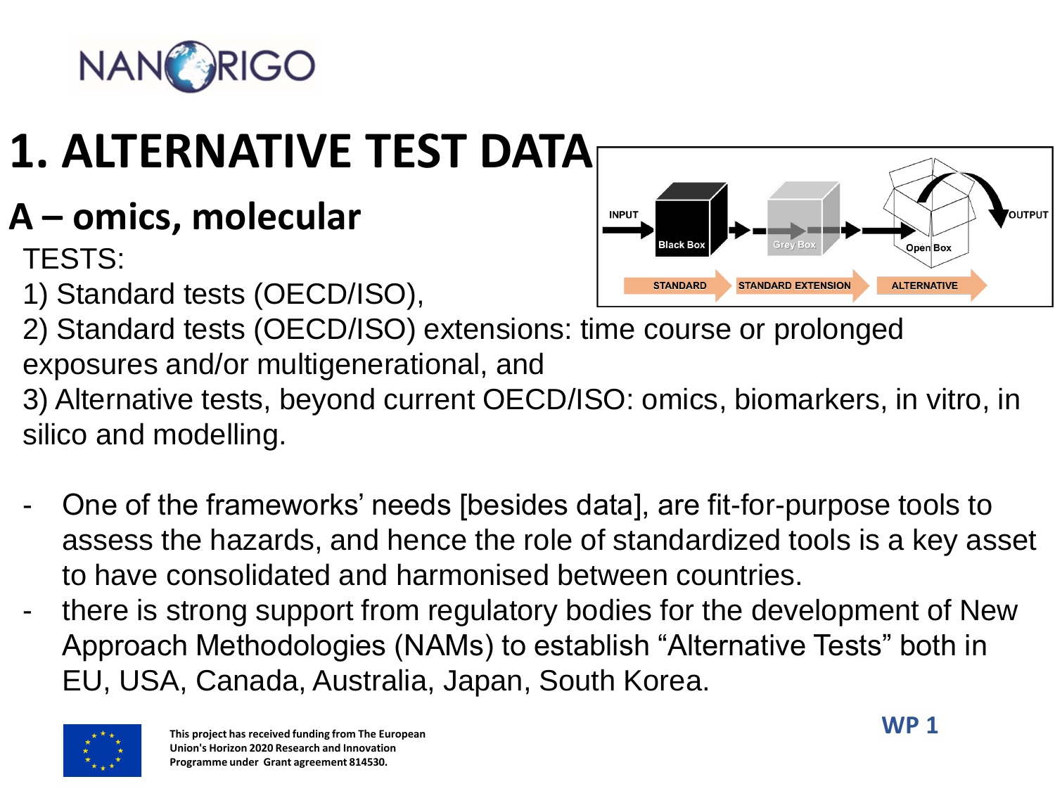# 1. ALTERNATIVE TEST DATA

## A – omics, molecular

TESTS:

1) Standard tests (OECD/ISO),
2) Standard tests (OECD/ISO) extensions: time course or prolonged exposures and/or multigenerational, and
3) Alternative tests, beyond current OECD/ISO: omics, biomarkers, in vitro, in silico and modelling.

INPUT → Black Box → Grey Box → Open Box → OUTPUT

STANDARD → STANDARD EXTENSION → ALTERNATIVE

- One of the frameworks' needs [besides data], are fit-for-purpose tools to assess the hazards, and hence the role of standardized tools is a key asset to have consolidated and harmonised between countries.
- there is strong support from regulatory bodies for the development of New Approach Methodologies (NAMs) to establish "Alternative Tests" both in EU, USA, Canada, Australia, Japan, South Korea.

This project has received funding from The European Union's Horizon 2020 Research and Innovation Programme under Grant agreement 814530.

WP 1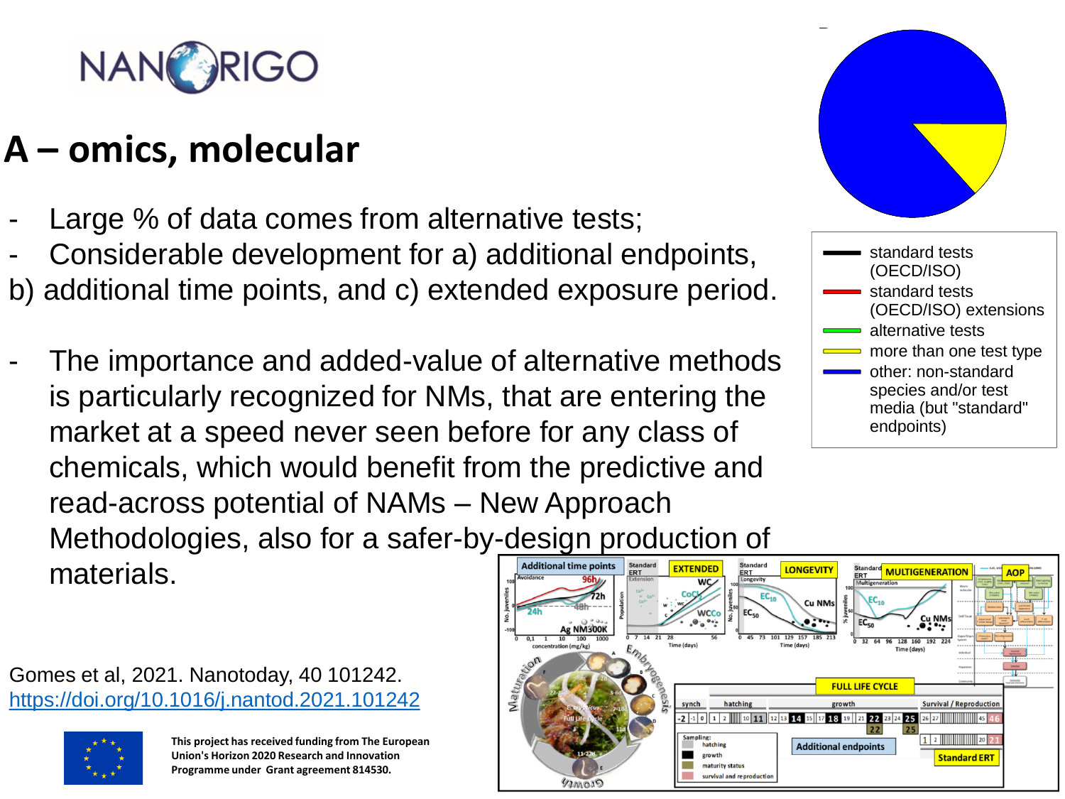# A – omics, molecular

- Large % of data comes from alternative tests;
- Considerable development for a) additional endpoints, b) additional time points, and c) extended exposure period.

- The importance and added-value of alternative methods is particularly recognized for NMs, that are entering the market at a speed never seen before for any class of chemicals, which would benefit from the predictive and read-across potential of NAMs – New Approach Methodologies, also for a safer-by-design production of materials.

- standard tests (OECD/ISO)
- standard tests (OECD/ISO) extensions
- alternative tests
- more than one test type
- other: non-standard species and/or test media (but "standard" endpoints)

Gomes et al, 2021. Nanotoday, 40 101242. https://doi.org/10.1016/j.nantod.2021.101242

This project has received funding from The European Union's Horizon 2020 Research and Innovation Programme under Grant agreement 814530.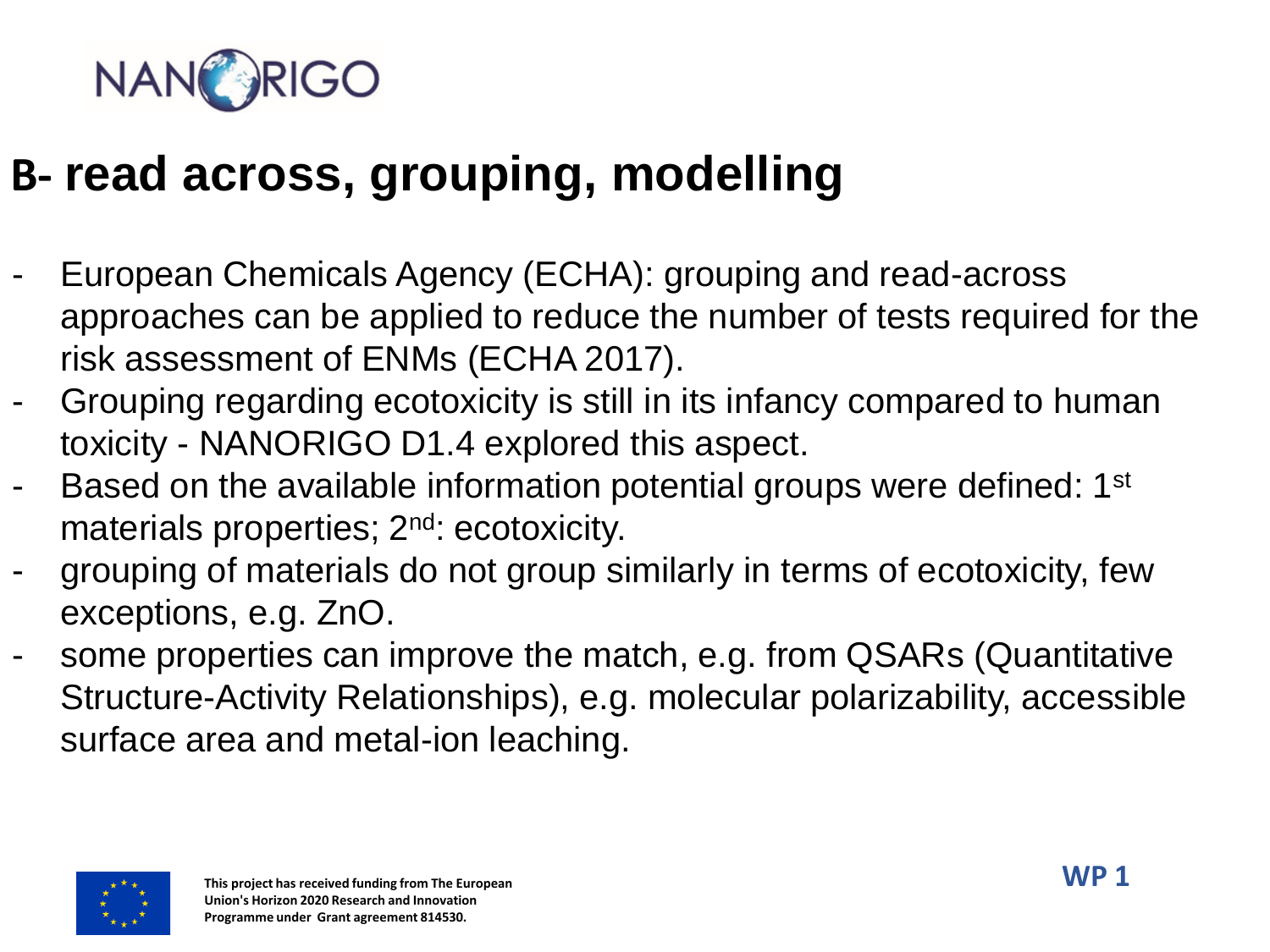## B- read across, grouping, modelling

- European Chemicals Agency (ECHA): grouping and read-across approaches can be applied to reduce the number of tests required for the risk assessment of ENMs (ECHA 2017).
- Grouping regarding ecotoxicity is still in its infancy compared to human toxicity - NANORIGO D1.4 explored this aspect.
- Based on the available information potential groups were defined: 1st materials properties; 2nd: ecotoxicity.
- grouping of materials do not group similarly in terms of ecotoxicity, few exceptions, e.g. ZnO.
- some properties can improve the match, e.g. from QSARs (Quantitative Structure-Activity Relationships), e.g. molecular polarizability, accessible surface area and metal-ion leaching.

This project has received funding from The European Union's Horizon 2020 Research and Innovation Programme under Grant agreement 814530.

WP 1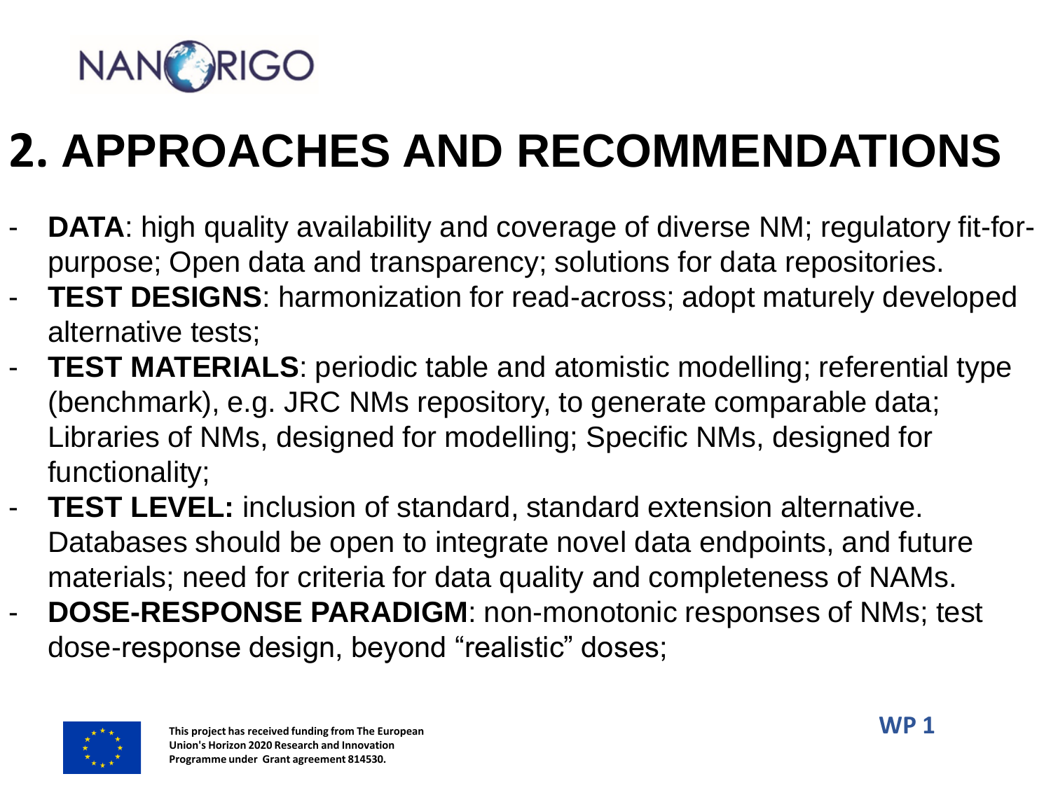# 2. APPROACHES AND RECOMMENDATIONS

- **DATA**: high quality availability and coverage of diverse NM; regulatory fit-for-purpose; Open data and transparency; solutions for data repositories.
- **TEST DESIGNS**: harmonization for read-across; adopt maturely developed alternative tests;
- **TEST MATERIALS**: periodic table and atomistic modelling; referential type (benchmark), e.g. JRC NMs repository, to generate comparable data; Libraries of NMs, designed for modelling; Specific NMs, designed for functionality;
- **TEST LEVEL:** inclusion of standard, standard extension alternative. Databases should be open to integrate novel data endpoints, and future materials; need for criteria for data quality and completeness of NAMs.
- **DOSE-RESPONSE PARADIGM**: non-monotonic responses of NMs; test dose-response design, beyond “realistic” doses;

This project has received funding from The European Union's Horizon 2020 Research and Innovation Programme under Grant agreement 814530.

WP 1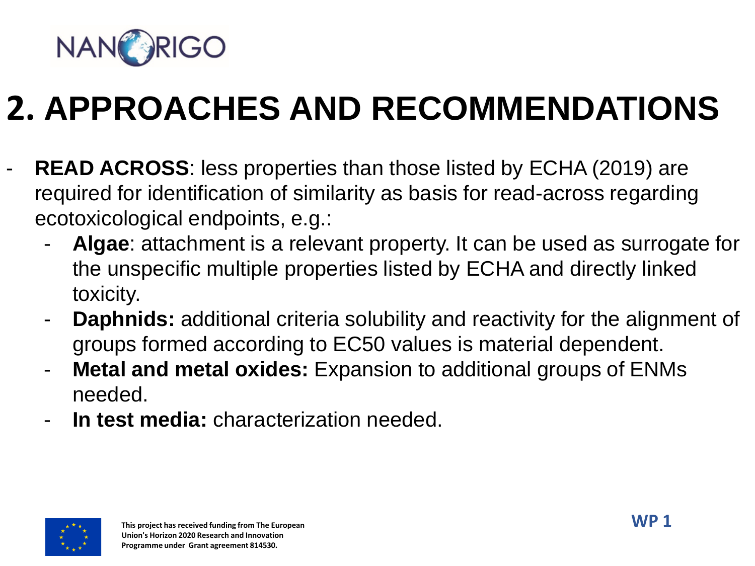# 2. APPROACHES AND RECOMMENDATIONS

- **READ ACROSS**: less properties than those listed by ECHA (2019) are required for identification of similarity as basis for read-across regarding ecotoxicological endpoints, e.g.:
  - **Algae**: attachment is a relevant property. It can be used as surrogate for the unspecific multiple properties listed by ECHA and directly linked toxicity.
  - **Daphnids:** additional criteria solubility and reactivity for the alignment of groups formed according to EC50 values is material dependent.
  - **Metal and metal oxides:** Expansion to additional groups of ENMs needed.
  - **In test media:** characterization needed.

This project has received funding from The European Union's Horizon 2020 Research and Innovation Programme under Grant agreement 814530.

WP 1